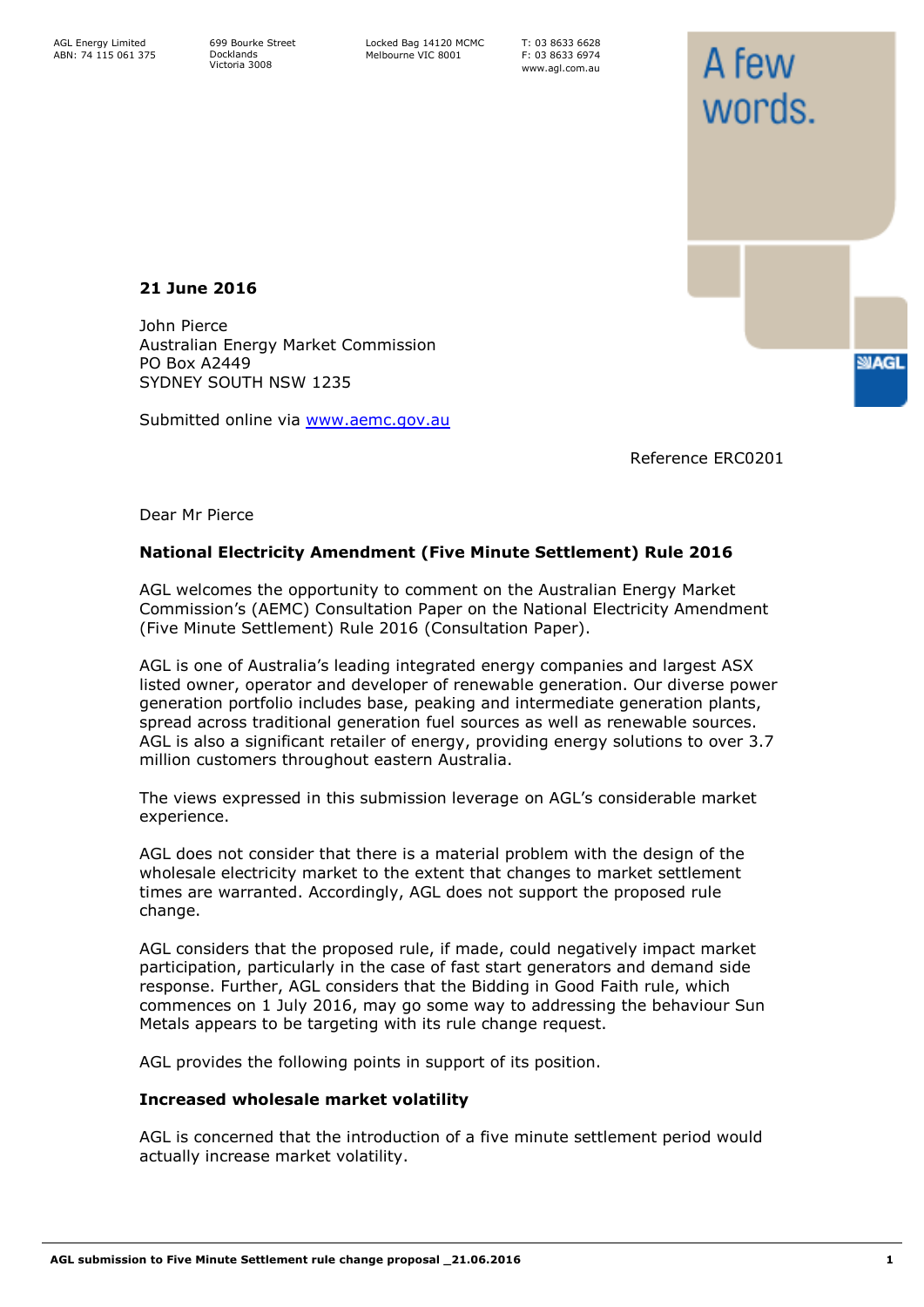AGL Energy Limited
ABN: 74 115 061 375

699 Bourke Street
Docklands
Victoria 3008

Locked Bag 14120 MCMC
Melbourne VIC 8001

T: 03 8633 6628
F: 03 8633 6974
www.agl.com.au

A few words.

**21 June 2016**

John Pierce
Australian Energy Market Commission
PO Box A2449
SYDNEY SOUTH NSW 1235

Submitted online via www.aemc.gov.au

Reference ERC0201

Dear Mr Pierce

**National Electricity Amendment (Five Minute Settlement) Rule 2016**

AGL welcomes the opportunity to comment on the Australian Energy Market Commission's (AEMC) Consultation Paper on the National Electricity Amendment (Five Minute Settlement) Rule 2016 (Consultation Paper).

AGL is one of Australia's leading integrated energy companies and largest ASX listed owner, operator and developer of renewable generation. Our diverse power generation portfolio includes base, peaking and intermediate generation plants, spread across traditional generation fuel sources as well as renewable sources. AGL is also a significant retailer of energy, providing energy solutions to over 3.7 million customers throughout eastern Australia.

The views expressed in this submission leverage on AGL's considerable market experience.

AGL does not consider that there is a material problem with the design of the wholesale electricity market to the extent that changes to market settlement times are warranted. Accordingly, AGL does not support the proposed rule change.

AGL considers that the proposed rule, if made, could negatively impact market participation, particularly in the case of fast start generators and demand side response. Further, AGL considers that the Bidding in Good Faith rule, which commences on 1 July 2016, may go some way to addressing the behaviour Sun Metals appears to be targeting with its rule change request.

AGL provides the following points in support of its position.

**Increased wholesale market volatility**

AGL is concerned that the introduction of a five minute settlement period would actually increase market volatility.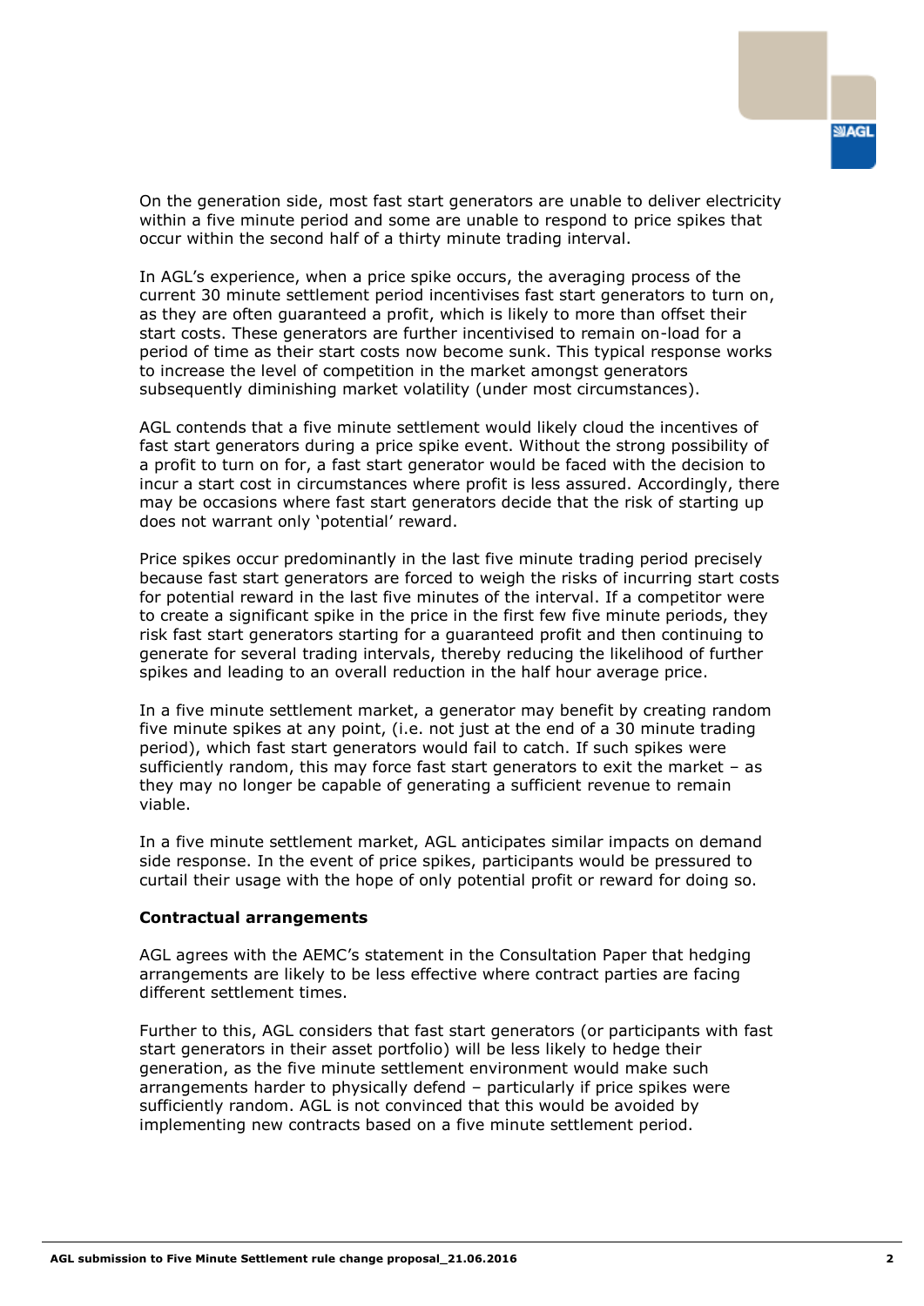On the generation side, most fast start generators are unable to deliver electricity within a five minute period and some are unable to respond to price spikes that occur within the second half of a thirty minute trading interval.

In AGL's experience, when a price spike occurs, the averaging process of the current 30 minute settlement period incentivises fast start generators to turn on, as they are often guaranteed a profit, which is likely to more than offset their start costs. These generators are further incentivised to remain on-load for a period of time as their start costs now become sunk. This typical response works to increase the level of competition in the market amongst generators subsequently diminishing market volatility (under most circumstances).

AGL contends that a five minute settlement would likely cloud the incentives of fast start generators during a price spike event. Without the strong possibility of a profit to turn on for, a fast start generator would be faced with the decision to incur a start cost in circumstances where profit is less assured. Accordingly, there may be occasions where fast start generators decide that the risk of starting up does not warrant only 'potential' reward.

Price spikes occur predominantly in the last five minute trading period precisely because fast start generators are forced to weigh the risks of incurring start costs for potential reward in the last five minutes of the interval. If a competitor were to create a significant spike in the price in the first few five minute periods, they risk fast start generators starting for a guaranteed profit and then continuing to generate for several trading intervals, thereby reducing the likelihood of further spikes and leading to an overall reduction in the half hour average price.

In a five minute settlement market, a generator may benefit by creating random five minute spikes at any point, (i.e. not just at the end of a 30 minute trading period), which fast start generators would fail to catch. If such spikes were sufficiently random, this may force fast start generators to exit the market – as they may no longer be capable of generating a sufficient revenue to remain viable.

In a five minute settlement market, AGL anticipates similar impacts on demand side response. In the event of price spikes, participants would be pressured to curtail their usage with the hope of only potential profit or reward for doing so.

**Contractual arrangements**

AGL agrees with the AEMC's statement in the Consultation Paper that hedging arrangements are likely to be less effective where contract parties are facing different settlement times.

Further to this, AGL considers that fast start generators (or participants with fast start generators in their asset portfolio) will be less likely to hedge their generation, as the five minute settlement environment would make such arrangements harder to physically defend – particularly if price spikes were sufficiently random. AGL is not convinced that this would be avoided by implementing new contracts based on a five minute settlement period.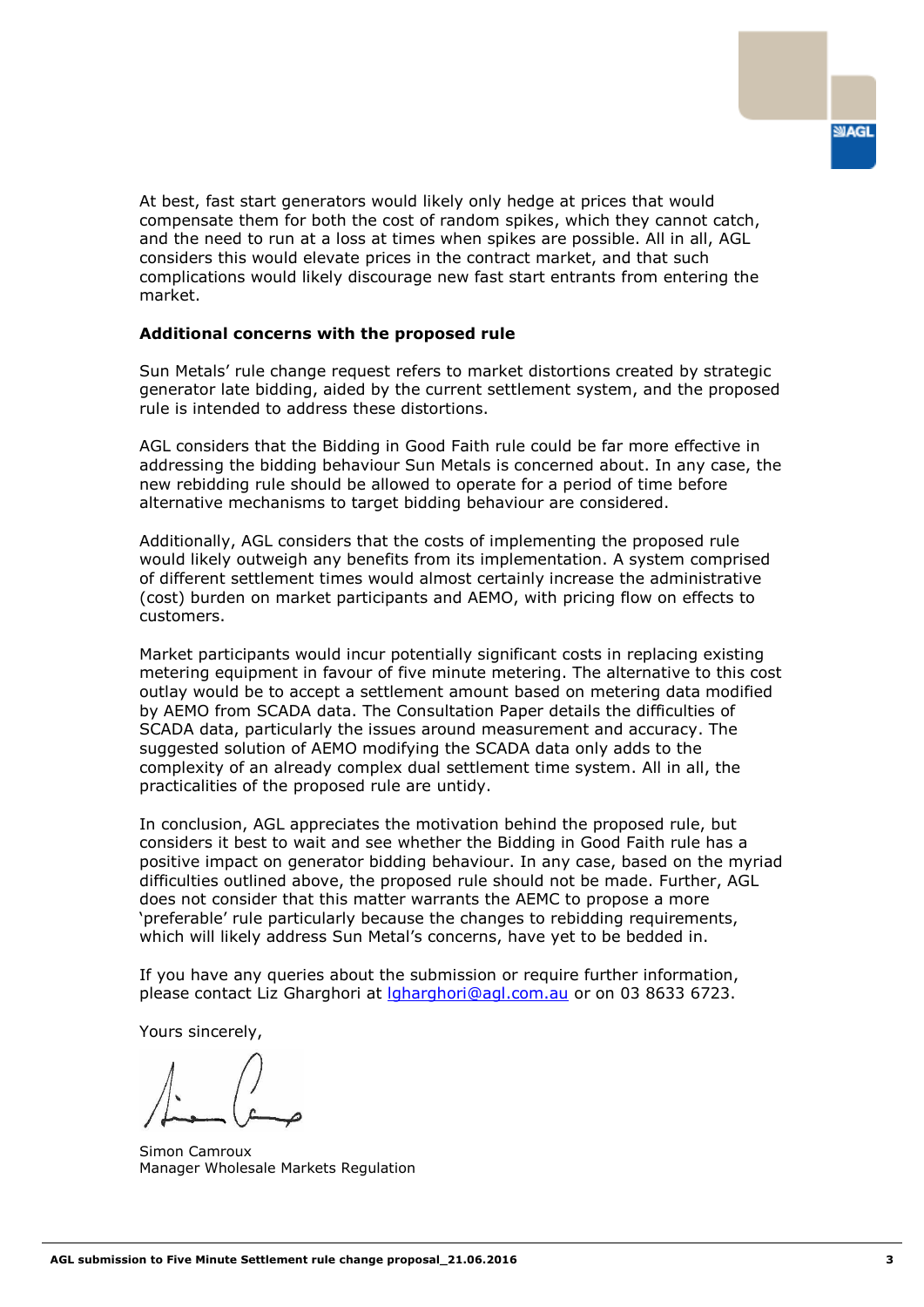At best, fast start generators would likely only hedge at prices that would compensate them for both the cost of random spikes, which they cannot catch, and the need to run at a loss at times when spikes are possible. All in all, AGL considers this would elevate prices in the contract market, and that such complications would likely discourage new fast start entrants from entering the market.

**Additional concerns with the proposed rule**

Sun Metals' rule change request refers to market distortions created by strategic generator late bidding, aided by the current settlement system, and the proposed rule is intended to address these distortions.

AGL considers that the Bidding in Good Faith rule could be far more effective in addressing the bidding behaviour Sun Metals is concerned about. In any case, the new rebidding rule should be allowed to operate for a period of time before alternative mechanisms to target bidding behaviour are considered.

Additionally, AGL considers that the costs of implementing the proposed rule would likely outweigh any benefits from its implementation. A system comprised of different settlement times would almost certainly increase the administrative (cost) burden on market participants and AEMO, with pricing flow on effects to customers.

Market participants would incur potentially significant costs in replacing existing metering equipment in favour of five minute metering. The alternative to this cost outlay would be to accept a settlement amount based on metering data modified by AEMO from SCADA data. The Consultation Paper details the difficulties of SCADA data, particularly the issues around measurement and accuracy. The suggested solution of AEMO modifying the SCADA data only adds to the complexity of an already complex dual settlement time system. All in all, the practicalities of the proposed rule are untidy.

In conclusion, AGL appreciates the motivation behind the proposed rule, but considers it best to wait and see whether the Bidding in Good Faith rule has a positive impact on generator bidding behaviour. In any case, based on the myriad difficulties outlined above, the proposed rule should not be made. Further, AGL does not consider that this matter warrants the AEMC to propose a more 'preferable' rule particularly because the changes to rebidding requirements, which will likely address Sun Metal's concerns, have yet to be bedded in.

If you have any queries about the submission or require further information, please contact Liz Gharghori at lgharghori@agl.com.au or on 03 8633 6723.

Yours sincerely,

Simon Camroux
Manager Wholesale Markets Regulation